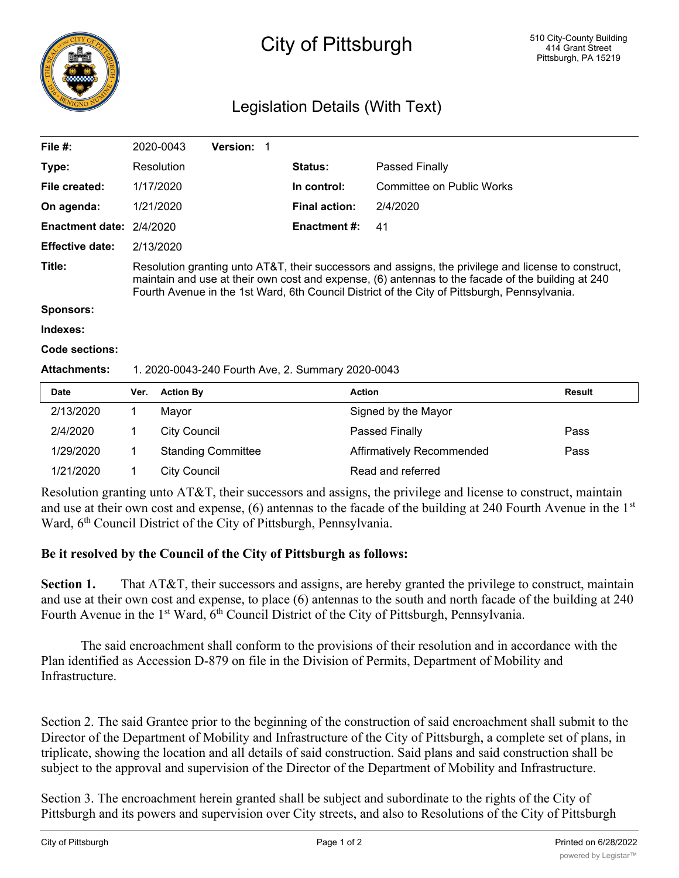# City of Pittsburgh

510 City-County Building
414 Grant Street
Pittsburgh, PA 15219

## Legislation Details (With Text)

| | | | | |
|---|---|---|---|---|
| **File #:** | 2020-0043 | **Version:** 1 | | |
| **Type:** | Resolution | | **Status:** | Passed Finally |
| **File created:** | 1/17/2020 | | **In control:** | Committee on Public Works |
| **On agenda:** | 1/21/2020 | | **Final action:** | 2/4/2020 |
| **Enactment date:** | 2/4/2020 | | **Enactment #:** | 41 |
| **Effective date:** | 2/13/2020 | | | |

**Title:** Resolution granting unto AT&T, their successors and assigns, the privilege and license to construct, maintain and use at their own cost and expense, (6) antennas to the facade of the building at 240 Fourth Avenue in the 1st Ward, 6th Council District of the City of Pittsburgh, Pennsylvania.

**Sponsors:**

**Indexes:**

**Code sections:**

**Attachments:** 1. 2020-0043-240 Fourth Ave, 2. Summary 2020-0043

| Date | Ver. | Action By | Action | Result |
|---|---|---|---|---|
| 2/13/2020 | 1 | Mayor | Signed by the Mayor | |
| 2/4/2020 | 1 | City Council | Passed Finally | Pass |
| 1/29/2020 | 1 | Standing Committee | Affirmatively Recommended | Pass |
| 1/21/2020 | 1 | City Council | Read and referred | |

Resolution granting unto AT&T, their successors and assigns, the privilege and license to construct, maintain and use at their own cost and expense, (6) antennas to the facade of the building at 240 Fourth Avenue in the 1st Ward, 6th Council District of the City of Pittsburgh, Pennsylvania.

**Be it resolved by the Council of the City of Pittsburgh as follows:**

**Section 1.** That AT&T, their successors and assigns, are hereby granted the privilege to construct, maintain and use at their own cost and expense, to place (6) antennas to the south and north facade of the building at 240 Fourth Avenue in the 1st Ward, 6th Council District of the City of Pittsburgh, Pennsylvania.

The said encroachment shall conform to the provisions of their resolution and in accordance with the Plan identified as Accession D-879 on file in the Division of Permits, Department of Mobility and Infrastructure.

Section 2. The said Grantee prior to the beginning of the construction of said encroachment shall submit to the Director of the Department of Mobility and Infrastructure of the City of Pittsburgh, a complete set of plans, in triplicate, showing the location and all details of said construction. Said plans and said construction shall be subject to the approval and supervision of the Director of the Department of Mobility and Infrastructure.

Section 3. The encroachment herein granted shall be subject and subordinate to the rights of the City of Pittsburgh and its powers and supervision over City streets, and also to Resolutions of the City of Pittsburgh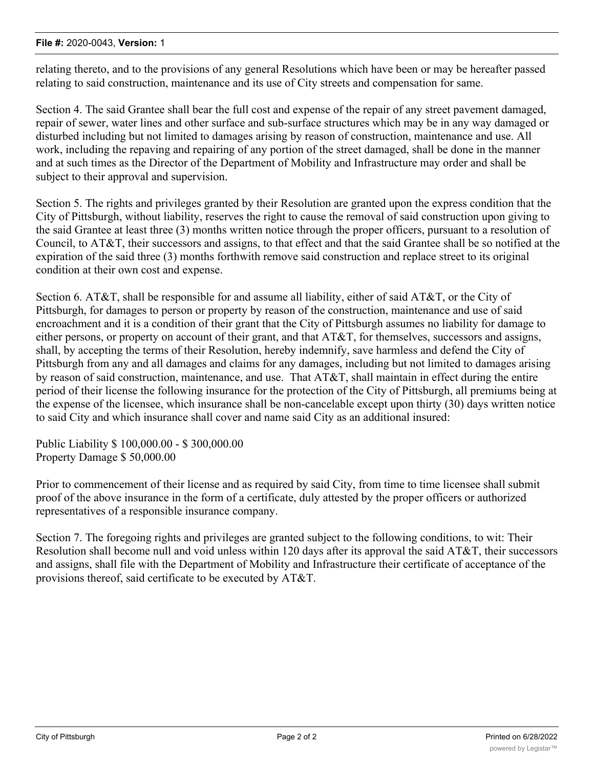relating thereto, and to the provisions of any general Resolutions which have been or may be hereafter passed relating to said construction, maintenance and its use of City streets and compensation for same.

Section 4. The said Grantee shall bear the full cost and expense of the repair of any street pavement damaged, repair of sewer, water lines and other surface and sub-surface structures which may be in any way damaged or disturbed including but not limited to damages arising by reason of construction, maintenance and use. All work, including the repaving and repairing of any portion of the street damaged, shall be done in the manner and at such times as the Director of the Department of Mobility and Infrastructure may order and shall be subject to their approval and supervision.

Section 5. The rights and privileges granted by their Resolution are granted upon the express condition that the City of Pittsburgh, without liability, reserves the right to cause the removal of said construction upon giving to the said Grantee at least three (3) months written notice through the proper officers, pursuant to a resolution of Council, to AT&T, their successors and assigns, to that effect and that the said Grantee shall be so notified at the expiration of the said three (3) months forthwith remove said construction and replace street to its original condition at their own cost and expense.

Section 6. AT&T, shall be responsible for and assume all liability, either of said AT&T, or the City of Pittsburgh, for damages to person or property by reason of the construction, maintenance and use of said encroachment and it is a condition of their grant that the City of Pittsburgh assumes no liability for damage to either persons, or property on account of their grant, and that AT&T, for themselves, successors and assigns, shall, by accepting the terms of their Resolution, hereby indemnify, save harmless and defend the City of Pittsburgh from any and all damages and claims for any damages, including but not limited to damages arising by reason of said construction, maintenance, and use. That AT&T, shall maintain in effect during the entire period of their license the following insurance for the protection of the City of Pittsburgh, all premiums being at the expense of the licensee, which insurance shall be non-cancelable except upon thirty (30) days written notice to said City and which insurance shall cover and name said City as an additional insured:

Public Liability $ 100,000.00 - $ 300,000.00
Property Damage $ 50,000.00

Prior to commencement of their license and as required by said City, from time to time licensee shall submit proof of the above insurance in the form of a certificate, duly attested by the proper officers or authorized representatives of a responsible insurance company.

Section 7. The foregoing rights and privileges are granted subject to the following conditions, to wit: Their Resolution shall become null and void unless within 120 days after its approval the said AT&T, their successors and assigns, shall file with the Department of Mobility and Infrastructure their certificate of acceptance of the provisions thereof, said certificate to be executed by AT&T.